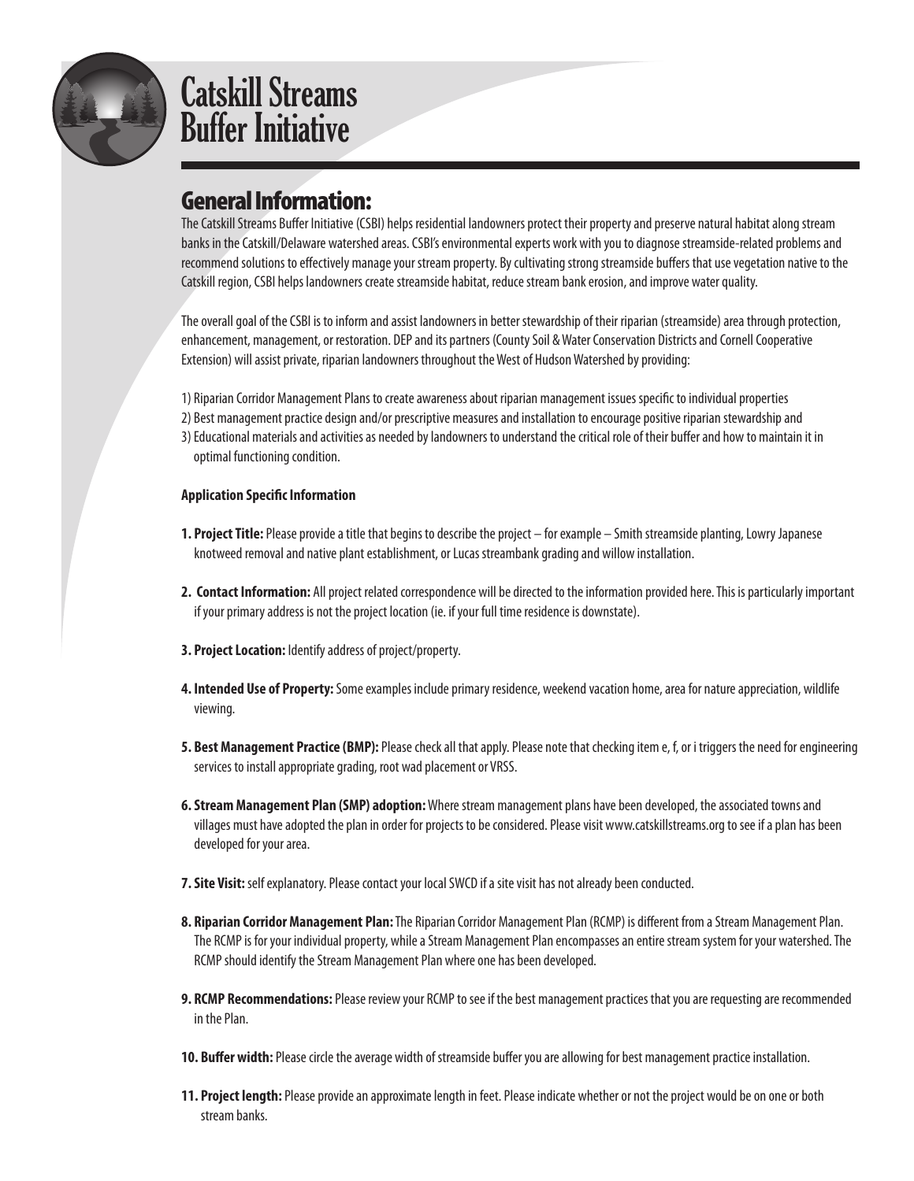# Catskill Streams Buffer Initiative

## General Information:

The Catskill Streams Buffer Initiative (CSBI) helps residential landowners protect their property and preserve natural habitat along stream banks in the Catskill/Delaware watershed areas. CSBI's environmental experts work with you to diagnose streamside-related problems and recommend solutions to effectively manage your stream property. By cultivating strong streamside buffers that use vegetation native to the Catskill region, CSBI helps landowners create streamside habitat, reduce stream bank erosion, and improve water quality.

The overall goal of the CSBI is to inform and assist landowners in better stewardship of their riparian (streamside) area through protection, enhancement, management, or restoration. DEP and its partners (County Soil & Water Conservation Districts and Cornell Cooperative Extension) will assist private, riparian landowners throughout the West of Hudson Watershed by providing:

1) Riparian Corridor Management Plans to create awareness about riparian management issues specific to individual properties
2) Best management practice design and/or prescriptive measures and installation to encourage positive riparian stewardship and
3) Educational materials and activities as needed by landowners to understand the critical role of their buffer and how to maintain it in optimal functioning condition.

**Application Specific Information**

**1. Project Title:** Please provide a title that begins to describe the project – for example – Smith streamside planting, Lowry Japanese knotweed removal and native plant establishment, or Lucas streambank grading and willow installation.

**2. Contact Information:** All project related correspondence will be directed to the information provided here. This is particularly important if your primary address is not the project location (ie. if your full time residence is downstate).

**3. Project Location:** Identify address of project/property.

**4. Intended Use of Property:** Some examples include primary residence, weekend vacation home, area for nature appreciation, wildlife viewing.

**5. Best Management Practice (BMP):** Please check all that apply. Please note that checking item e, f, or i triggers the need for engineering services to install appropriate grading, root wad placement or VRSS.

**6. Stream Management Plan (SMP) adoption:** Where stream management plans have been developed, the associated towns and villages must have adopted the plan in order for projects to be considered. Please visit www.catskillstreams.org to see if a plan has been developed for your area.

**7. Site Visit:** self explanatory. Please contact your local SWCD if a site visit has not already been conducted.

**8. Riparian Corridor Management Plan:** The Riparian Corridor Management Plan (RCMP) is different from a Stream Management Plan. The RCMP is for your individual property, while a Stream Management Plan encompasses an entire stream system for your watershed. The RCMP should identify the Stream Management Plan where one has been developed.

**9. RCMP Recommendations:** Please review your RCMP to see if the best management practices that you are requesting are recommended in the Plan.

**10. Buffer width:** Please circle the average width of streamside buffer you are allowing for best management practice installation.

**11. Project length:** Please provide an approximate length in feet. Please indicate whether or not the project would be on one or both stream banks.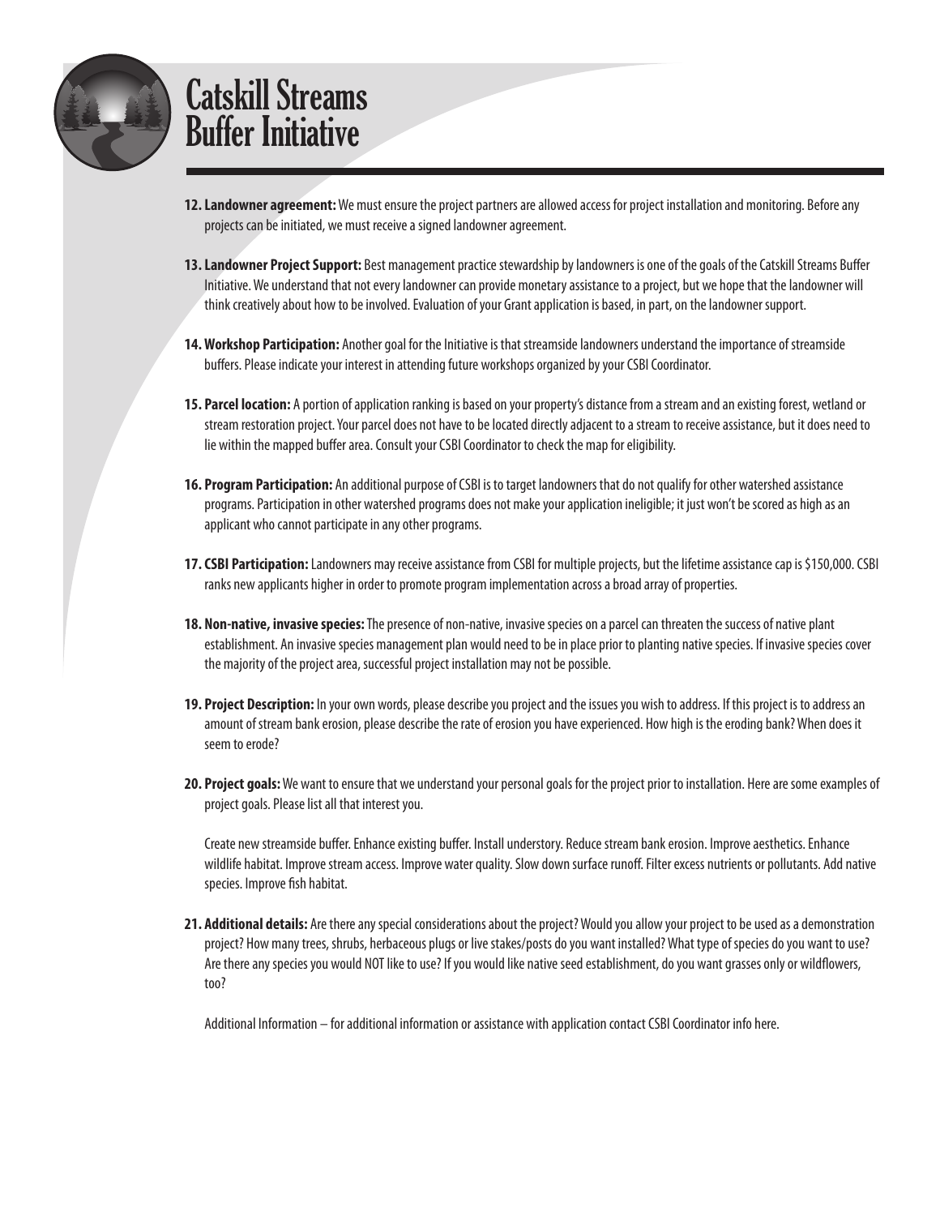# Catskill Streams Buffer Initiative

12. **Landowner agreement:** We must ensure the project partners are allowed access for project installation and monitoring. Before any projects can be initiated, we must receive a signed landowner agreement.

13. **Landowner Project Support:** Best management practice stewardship by landowners is one of the goals of the Catskill Streams Buffer Initiative. We understand that not every landowner can provide monetary assistance to a project, but we hope that the landowner will think creatively about how to be involved. Evaluation of your Grant application is based, in part, on the landowner support.

14. **Workshop Participation:** Another goal for the Initiative is that streamside landowners understand the importance of streamside buffers. Please indicate your interest in attending future workshops organized by your CSBI Coordinator.

15. **Parcel location:** A portion of application ranking is based on your property's distance from a stream and an existing forest, wetland or stream restoration project. Your parcel does not have to be located directly adjacent to a stream to receive assistance, but it does need to lie within the mapped buffer area. Consult your CSBI Coordinator to check the map for eligibility.

16. **Program Participation:** An additional purpose of CSBI is to target landowners that do not qualify for other watershed assistance programs. Participation in other watershed programs does not make your application ineligible; it just won't be scored as high as an applicant who cannot participate in any other programs.

17. **CSBI Participation:** Landowners may receive assistance from CSBI for multiple projects, but the lifetime assistance cap is $150,000. CSBI ranks new applicants higher in order to promote program implementation across a broad array of properties.

18. **Non-native, invasive species:** The presence of non-native, invasive species on a parcel can threaten the success of native plant establishment. An invasive species management plan would need to be in place prior to planting native species. If invasive species cover the majority of the project area, successful project installation may not be possible.

19. **Project Description:** In your own words, please describe you project and the issues you wish to address. If this project is to address an amount of stream bank erosion, please describe the rate of erosion you have experienced. How high is the eroding bank? When does it seem to erode?

20. **Project goals:** We want to ensure that we understand your personal goals for the project prior to installation. Here are some examples of project goals. Please list all that interest you.

    Create new streamside buffer. Enhance existing buffer. Install understory. Reduce stream bank erosion. Improve aesthetics. Enhance wildlife habitat. Improve stream access. Improve water quality. Slow down surface runoff. Filter excess nutrients or pollutants. Add native species. Improve fish habitat.

21. **Additional details:** Are there any special considerations about the project? Would you allow your project to be used as a demonstration project? How many trees, shrubs, herbaceous plugs or live stakes/posts do you want installed? What type of species do you want to use? Are there any species you would NOT like to use? If you would like native seed establishment, do you want grasses only or wildflowers, too?

    Additional Information – for additional information or assistance with application contact CSBI Coordinator info here.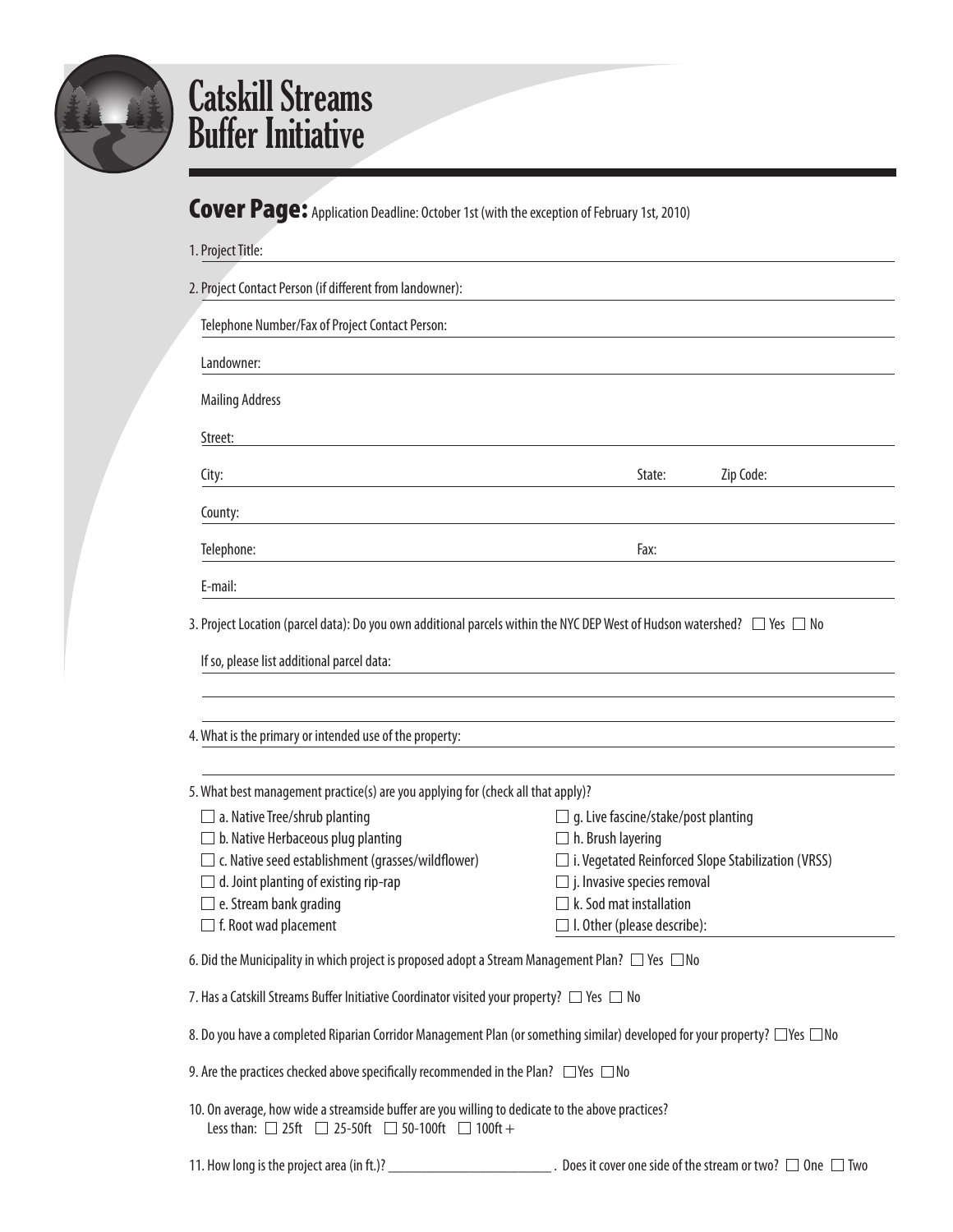# Catskill Streams Buffer Initiative

## Cover Page: Application Deadline: October 1st (with the exception of February 1st, 2010)

1. Project Title:

2. Project Contact Person (if different from landowner):

   Telephone Number/Fax of Project Contact Person:

   Landowner:

   Mailing Address

   Street:

   City: State: Zip Code:

   County:

   Telephone: Fax:

   E-mail:

3. Project Location (parcel data): Do you own additional parcels within the NYC DEP West of Hudson watershed? ☐ Yes ☐ No

   If so, please list additional parcel data:

4. What is the primary or intended use of the property:

5. What best management practice(s) are you applying for (check all that apply)?

   - ☐ a. Native Tree/shrub planting
   - ☐ b. Native Herbaceous plug planting
   - ☐ c. Native seed establishment (grasses/wildflower)
   - ☐ d. Joint planting of existing rip-rap
   - ☐ e. Stream bank grading
   - ☐ f. Root wad placement
   - ☐ g. Live fascine/stake/post planting
   - ☐ h. Brush layering
   - ☐ i. Vegetated Reinforced Slope Stabilization (VRSS)
   - ☐ j. Invasive species removal
   - ☐ k. Sod mat installation
   - ☐ l. Other (please describe):

6. Did the Municipality in which project is proposed adopt a Stream Management Plan? ☐ Yes ☐ No

7. Has a Catskill Streams Buffer Initiative Coordinator visited your property? ☐ Yes ☐ No

8. Do you have a completed Riparian Corridor Management Plan (or something similar) developed for your property? ☐ Yes ☐ No

9. Are the practices checked above specifically recommended in the Plan? ☐ Yes ☐ No

10. On average, how wide a streamside buffer are you willing to dedicate to the above practices?
    Less than: ☐ 25ft ☐ 25-50ft ☐ 50-100ft ☐ 100ft +

11. How long is the project area (in ft.)? ________________________ . Does it cover one side of the stream or two? ☐ One ☐ Two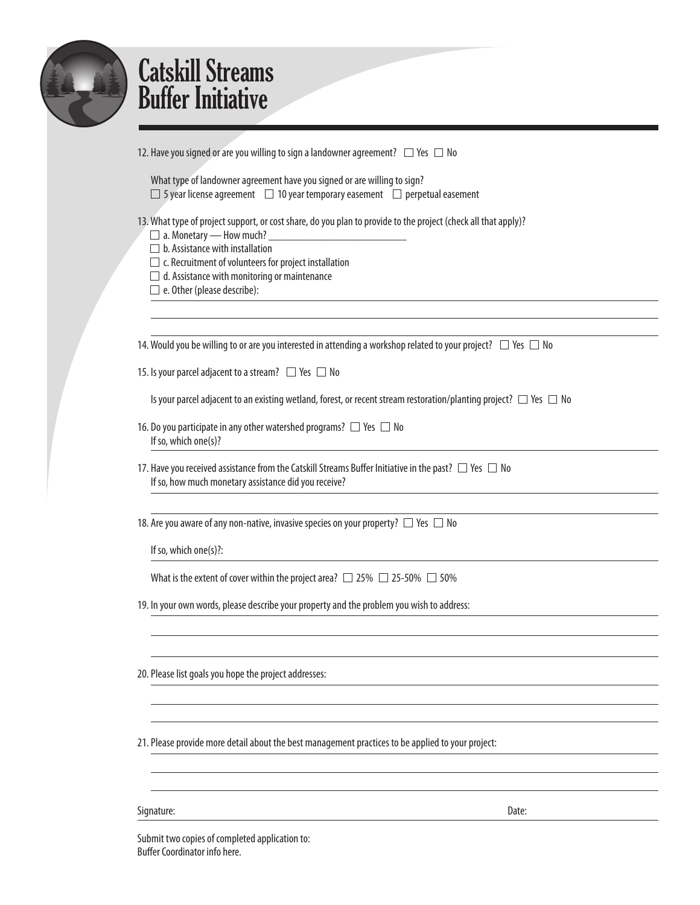# Catskill Streams Buffer Initiative

12. Have you signed or are you willing to sign a landowner agreement? ☐ Yes ☐ No

    What type of landowner agreement have you signed or are willing to sign?
    ☐ 5 year license agreement ☐ 10 year temporary easement ☐ perpetual easement

13. What type of project support, or cost share, do you plan to provide to the project (check all that apply)?
    ☐ a. Monetary — How much? ___________________________
    ☐ b. Assistance with installation
    ☐ c. Recruitment of volunteers for project installation
    ☐ d. Assistance with monitoring or maintenance
    ☐ e. Other (please describe): ___________________________

14. Would you be willing to or are you interested in attending a workshop related to your project? ☐ Yes ☐ No

15. Is your parcel adjacent to a stream? ☐ Yes ☐ No

    Is your parcel adjacent to an existing wetland, forest, or recent stream restoration/planting project? ☐ Yes ☐ No

16. Do you participate in any other watershed programs? ☐ Yes ☐ No
    If so, which one(s)? ___________________________

17. Have you received assistance from the Catskill Streams Buffer Initiative in the past? ☐ Yes ☐ No
    If so, how much monetary assistance did you receive? ___________________________

18. Are you aware of any non-native, invasive species on your property? ☐ Yes ☐ No

    If so, which one(s)?: ___________________________

    What is the extent of cover within the project area? ☐ 25% ☐ 25-50% ☐ 50%

19. In your own words, please describe your property and the problem you wish to address: ___________________________

20. Please list goals you hope the project addresses: ___________________________

21. Please provide more detail about the best management practices to be applied to your project: ___________________________

Signature: ___________________________ Date: ___________________________

Submit two copies of completed application to:
Buffer Coordinator info here.